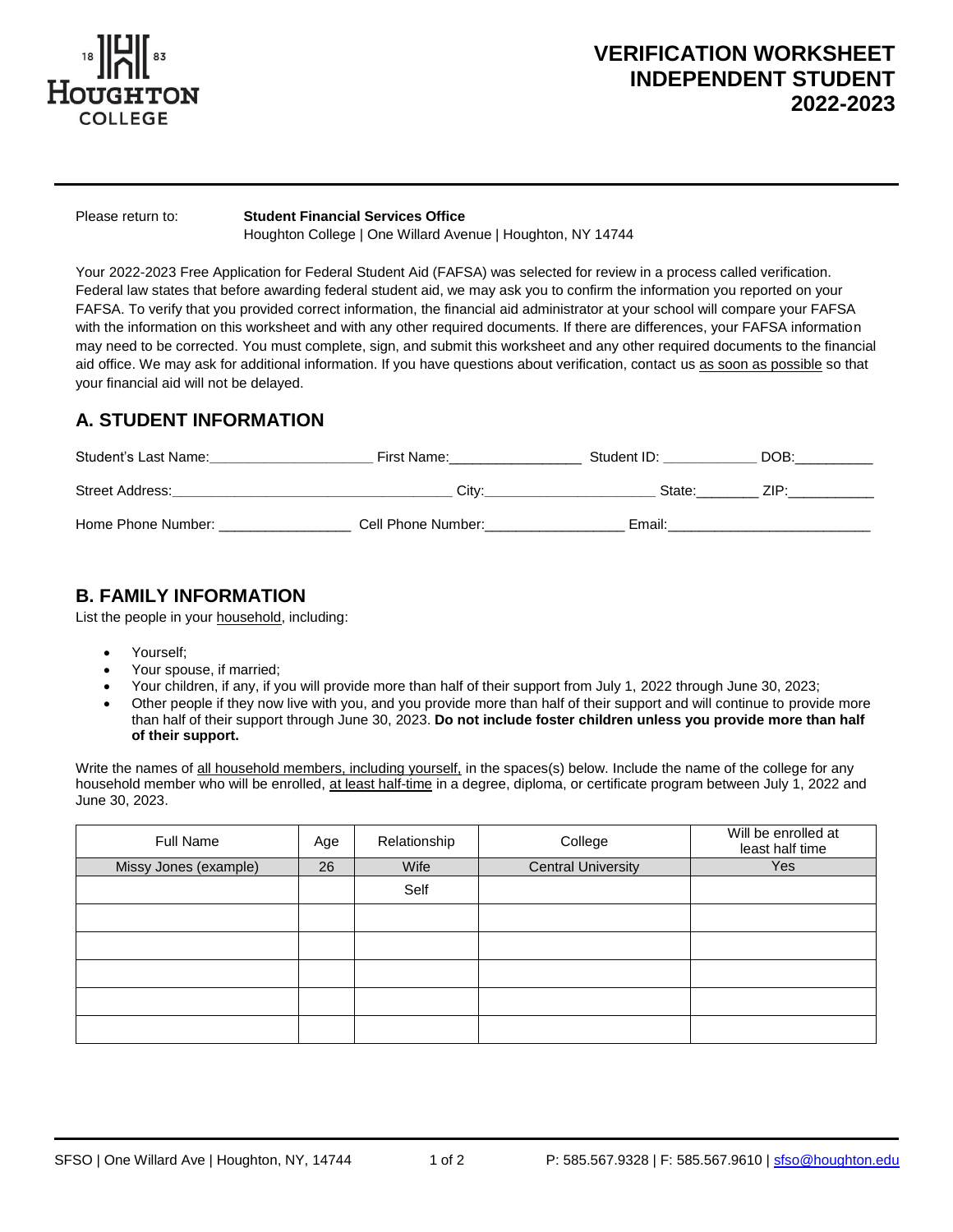# VERIFICATION WORKSHEET
# INDEPENDENT STUDENT
# 2022-2023

Please return to: **Student Financial Services Office**
Houghton College | One Willard Avenue | Houghton, NY 14744

Your 2022-2023 Free Application for Federal Student Aid (FAFSA) was selected for review in a process called verification. Federal law states that before awarding federal student aid, we may ask you to confirm the information you reported on your FAFSA. To verify that you provided correct information, the financial aid administrator at your school will compare your FAFSA with the information on this worksheet and with any other required documents. If there are differences, your FAFSA information may need to be corrected. You must complete, sign, and submit this worksheet and any other required documents to the financial aid office. We may ask for additional information. If you have questions about verification, contact us as soon as possible so that your financial aid will not be delayed.

## A. STUDENT INFORMATION

Student's Last Name:____________________ First Name:________________ Student ID: ___________ DOB:__________

Street Address:___________________________________ City:_____________________ State:_______ ZIP:__________

Home Phone Number: ________________ Cell Phone Number:_________________ Email:_________________________

## B. FAMILY INFORMATION

List the people in your household, including:

- Yourself;
- Your spouse, if married;
- Your children, if any, if you will provide more than half of their support from July 1, 2022 through June 30, 2023;
- Other people if they now live with you, and you provide more than half of their support and will continue to provide more than half of their support through June 30, 2023. **Do not include foster children unless you provide more than half of their support.**

Write the names of all household members, including yourself, in the spaces(s) below. Include the name of the college for any household member who will be enrolled, at least half-time in a degree, diploma, or certificate program between July 1, 2022 and June 30, 2023.

| Full Name | Age | Relationship | College | Will be enrolled at least half time |
|---|---|---|---|---|
| Missy Jones (example) | 26 | Wife | Central University | Yes |
| | | Self | | |
| | | | | |
| | | | | |
| | | | | |
| | | | | |
| | | | | |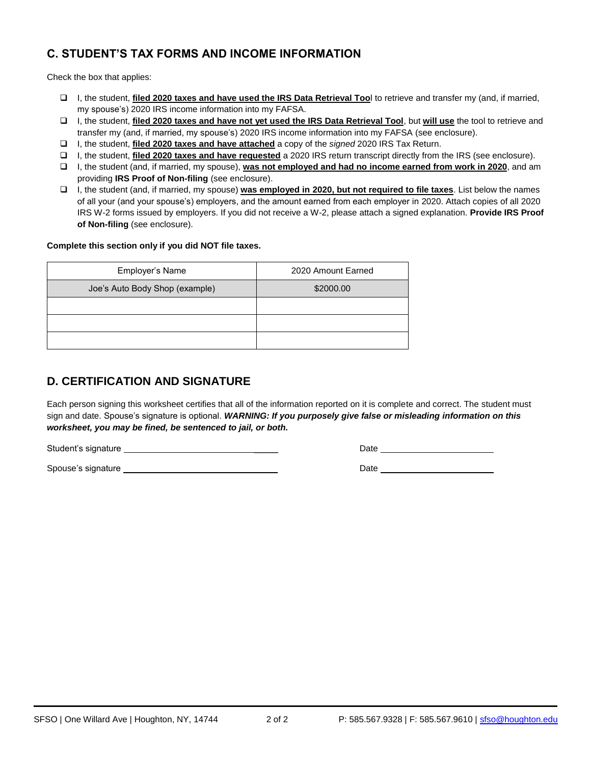## C. STUDENT'S TAX FORMS AND INCOME INFORMATION

Check the box that applies:

- ❑ I, the student, **filed 2020 taxes and have used the IRS Data Retrieval Tool** to retrieve and transfer my (and, if married, my spouse's) 2020 IRS income information into my FAFSA.
- ❑ I, the student, **filed 2020 taxes and have not yet used the IRS Data Retrieval Tool**, but **will use** the tool to retrieve and transfer my (and, if married, my spouse's) 2020 IRS income information into my FAFSA (see enclosure).
- ❑ I, the student, **filed 2020 taxes and have attached** a copy of the *signed* 2020 IRS Tax Return.
- ❑ I, the student, **filed 2020 taxes and have requested** a 2020 IRS return transcript directly from the IRS (see enclosure).
- ❑ I, the student (and, if married, my spouse), **was not employed and had no income earned from work in 2020**, and am providing **IRS Proof of Non-filing** (see enclosure).
- ❑ I, the student (and, if married, my spouse) **was employed in 2020, but not required to file taxes**. List below the names of all your (and your spouse's) employers, and the amount earned from each employer in 2020. Attach copies of all 2020 IRS W-2 forms issued by employers. If you did not receive a W-2, please attach a signed explanation. **Provide IRS Proof of Non-filing** (see enclosure).

**Complete this section only if you did NOT file taxes.**

| Employer's Name | 2020 Amount Earned |
|---|---|
| Joe's Auto Body Shop (example) | $2000.00 |
| | |
| | |
| | |

## D. CERTIFICATION AND SIGNATURE

Each person signing this worksheet certifies that all of the information reported on it is complete and correct. The student must sign and date. Spouse's signature is optional. ***WARNING: If you purposely give false or misleading information on this worksheet, you may be fined, be sentenced to jail, or both.***

Student's signature ______________________________ Date ______________________

Spouse's signature ______________________________ Date ______________________

SFSO | One Willard Ave | Houghton, NY, 14744 P: 585.567.9328 | F: 585.567.9610 | sfso@houghton.edu